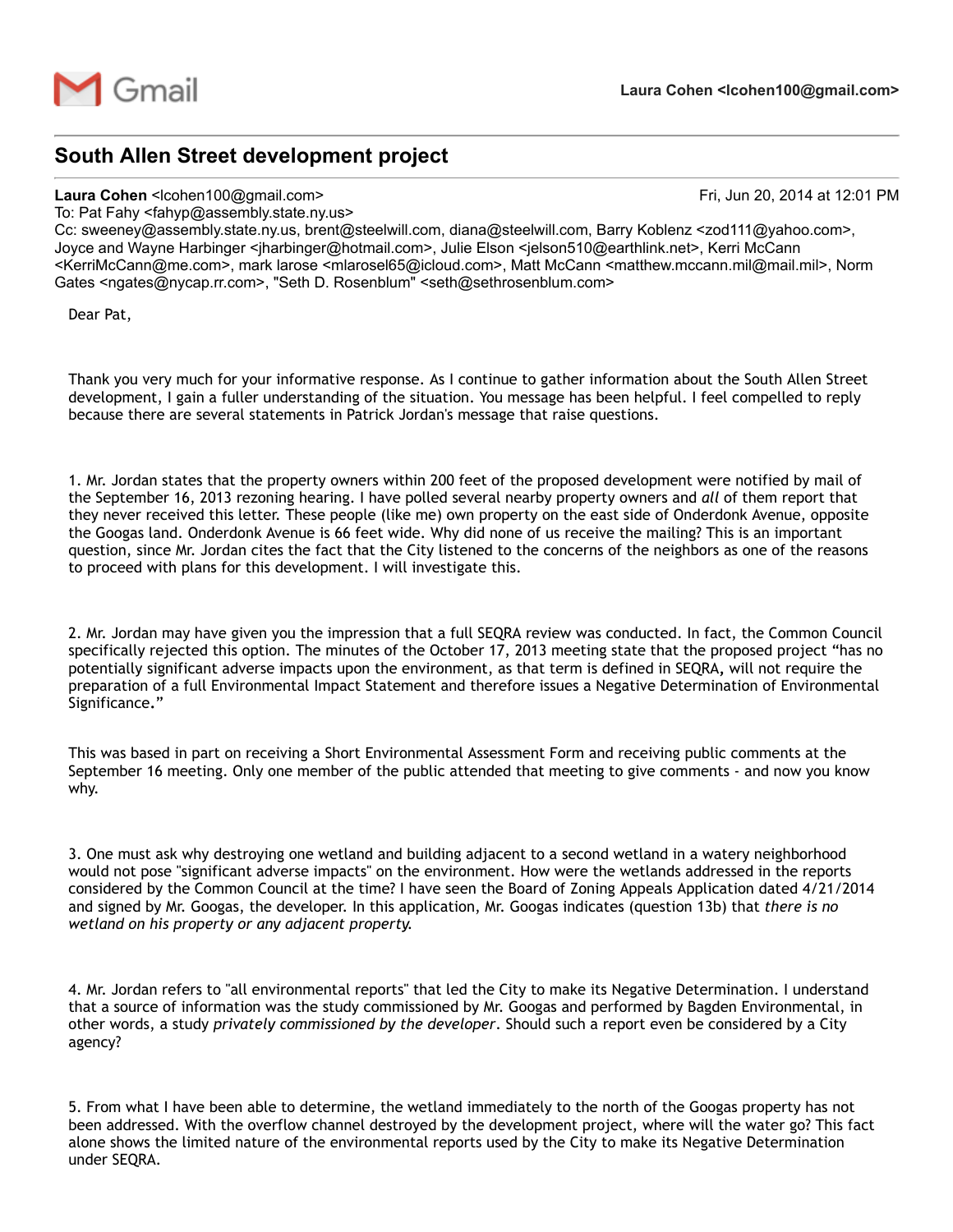Gmail

**Laura Cohen <lcohen100@gmail.com>**

## South Allen Street development project

**Laura Cohen** <lcohen100@gmail.com> Fri, Jun 20, 2014 at 12:01 PM
To: Pat Fahy <fahyp@assembly.state.ny.us>
Cc: sweeney@assembly.state.ny.us, brent@steelwill.com, diana@steelwill.com, Barry Koblenz <zod111@yahoo.com>, Joyce and Wayne Harbinger <jharbinger@hotmail.com>, Julie Elson <jelson510@earthlink.net>, Kerri McCann <KerriMcCann@me.com>, mark larose <mlarosel65@icloud.com>, Matt McCann <matthew.mccann.mil@mail.mil>, Norm Gates <ngates@nycap.rr.com>, "Seth D. Rosenblum" <seth@sethrosenblum.com>

Dear Pat,

Thank you very much for your informative response. As I continue to gather information about the South Allen Street development, I gain a fuller understanding of the situation. You message has been helpful. I feel compelled to reply because there are several statements in Patrick Jordan's message that raise questions.

1. Mr. Jordan states that the property owners within 200 feet of the proposed development were notified by mail of the September 16, 2013 rezoning hearing. I have polled several nearby property owners and *all* of them report that they never received this letter. These people (like me) own property on the east side of Onderdonk Avenue, opposite the Googas land. Onderdonk Avenue is 66 feet wide. Why did none of us receive the mailing? This is an important question, since Mr. Jordan cites the fact that the City listened to the concerns of the neighbors as one of the reasons to proceed with plans for this development. I will investigate this.

2. Mr. Jordan may have given you the impression that a full SEQRA review was conducted. In fact, the Common Council specifically rejected this option. The minutes of the October 17, 2013 meeting state that the proposed project "has no potentially significant adverse impacts upon the environment, as that term is defined in SEQRA, will not require the preparation of a full Environmental Impact Statement and therefore issues a Negative Determination of Environmental Significance."

This was based in part on receiving a Short Environmental Assessment Form and receiving public comments at the September 16 meeting. Only one member of the public attended that meeting to give comments - and now you know why.

3. One must ask why destroying one wetland and building adjacent to a second wetland in a watery neighborhood would not pose "significant adverse impacts" on the environment. How were the wetlands addressed in the reports considered by the Common Council at the time? I have seen the Board of Zoning Appeals Application dated 4/21/2014 and signed by Mr. Googas, the developer. In this application, Mr. Googas indicates (question 13b) that *there is no wetland on his property or any adjacent property.*

4. Mr. Jordan refers to "all environmental reports" that led the City to make its Negative Determination. I understand that a source of information was the study commissioned by Mr. Googas and performed by Bagden Environmental, in other words, a study *privately commissioned by the developer*. Should such a report even be considered by a City agency?

5. From what I have been able to determine, the wetland immediately to the north of the Googas property has not been addressed. With the overflow channel destroyed by the development project, where will the water go? This fact alone shows the limited nature of the environmental reports used by the City to make its Negative Determination under SEQRA.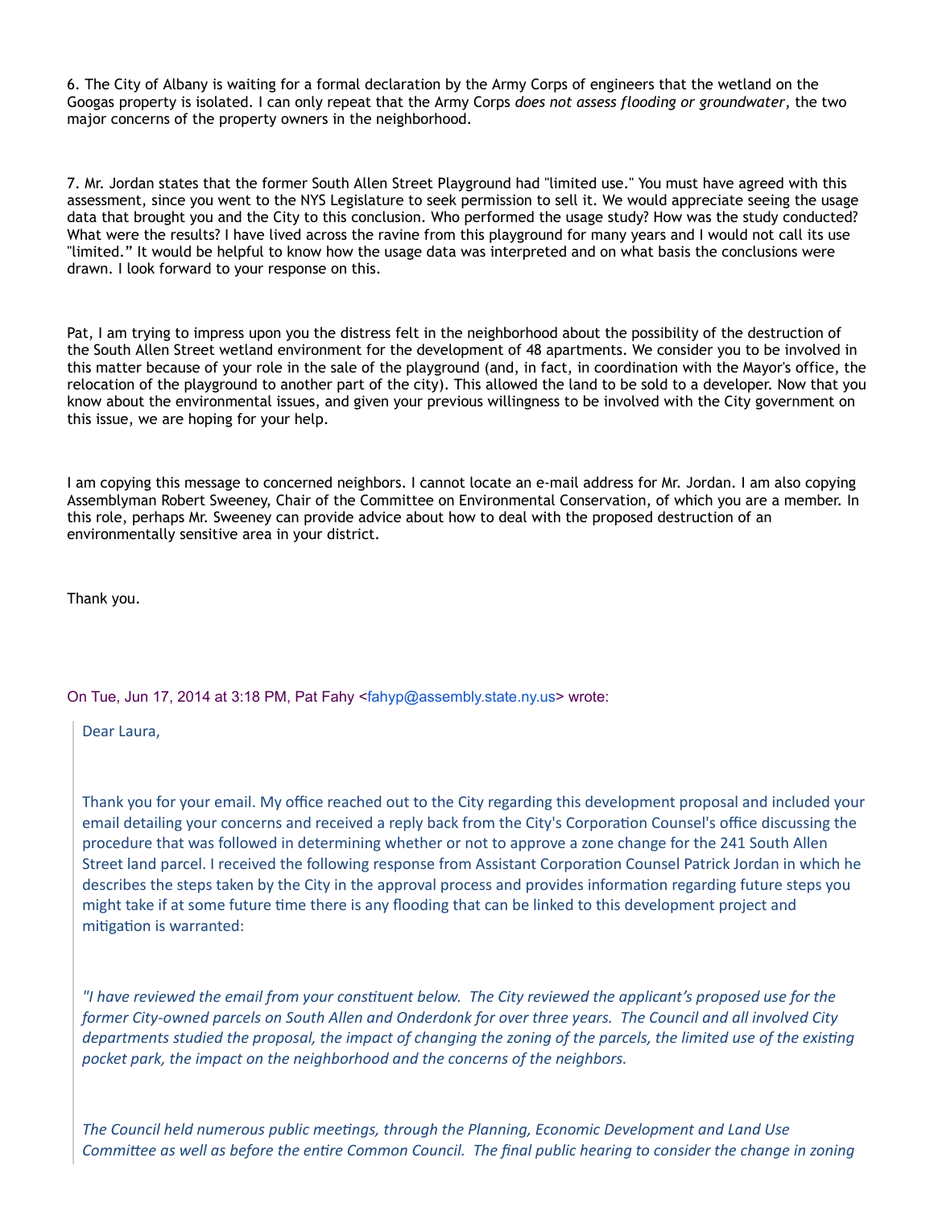6. The City of Albany is waiting for a formal declaration by the Army Corps of engineers that the wetland on the Googas property is isolated. I can only repeat that the Army Corps *does not assess flooding or groundwater*, the two major concerns of the property owners in the neighborhood.

7. Mr. Jordan states that the former South Allen Street Playground had "limited use." You must have agreed with this assessment, since you went to the NYS Legislature to seek permission to sell it. We would appreciate seeing the usage data that brought you and the City to this conclusion. Who performed the usage study? How was the study conducted? What were the results? I have lived across the ravine from this playground for many years and I would not call its use "limited." It would be helpful to know how the usage data was interpreted and on what basis the conclusions were drawn. I look forward to your response on this.

Pat, I am trying to impress upon you the distress felt in the neighborhood about the possibility of the destruction of the South Allen Street wetland environment for the development of 48 apartments. We consider you to be involved in this matter because of your role in the sale of the playground (and, in fact, in coordination with the Mayor's office, the relocation of the playground to another part of the city). This allowed the land to be sold to a developer. Now that you know about the environmental issues, and given your previous willingness to be involved with the City government on this issue, we are hoping for your help.

I am copying this message to concerned neighbors. I cannot locate an e-mail address for Mr. Jordan. I am also copying Assemblyman Robert Sweeney, Chair of the Committee on Environmental Conservation, of which you are a member. In this role, perhaps Mr. Sweeney can provide advice about how to deal with the proposed destruction of an environmentally sensitive area in your district.

Thank you.

On Tue, Jun 17, 2014 at 3:18 PM, Pat Fahy <fahyp@assembly.state.ny.us> wrote:

> Dear Laura,
>
> Thank you for your email. My office reached out to the City regarding this development proposal and included your email detailing your concerns and received a reply back from the City's Corporation Counsel's office discussing the procedure that was followed in determining whether or not to approve a zone change for the 241 South Allen Street land parcel. I received the following response from Assistant Corporation Counsel Patrick Jordan in which he describes the steps taken by the City in the approval process and provides information regarding future steps you might take if at some future time there is any flooding that can be linked to this development project and mitigation is warranted:
>
> *"I have reviewed the email from your constituent below. The City reviewed the applicant's proposed use for the former City-owned parcels on South Allen and Onderdonk for over three years. The Council and all involved City departments studied the proposal, the impact of changing the zoning of the parcels, the limited use of the existing pocket park, the impact on the neighborhood and the concerns of the neighbors.*
>
> *The Council held numerous public meetings, through the Planning, Economic Development and Land Use Committee as well as before the entire Common Council. The final public hearing to consider the change in zoning*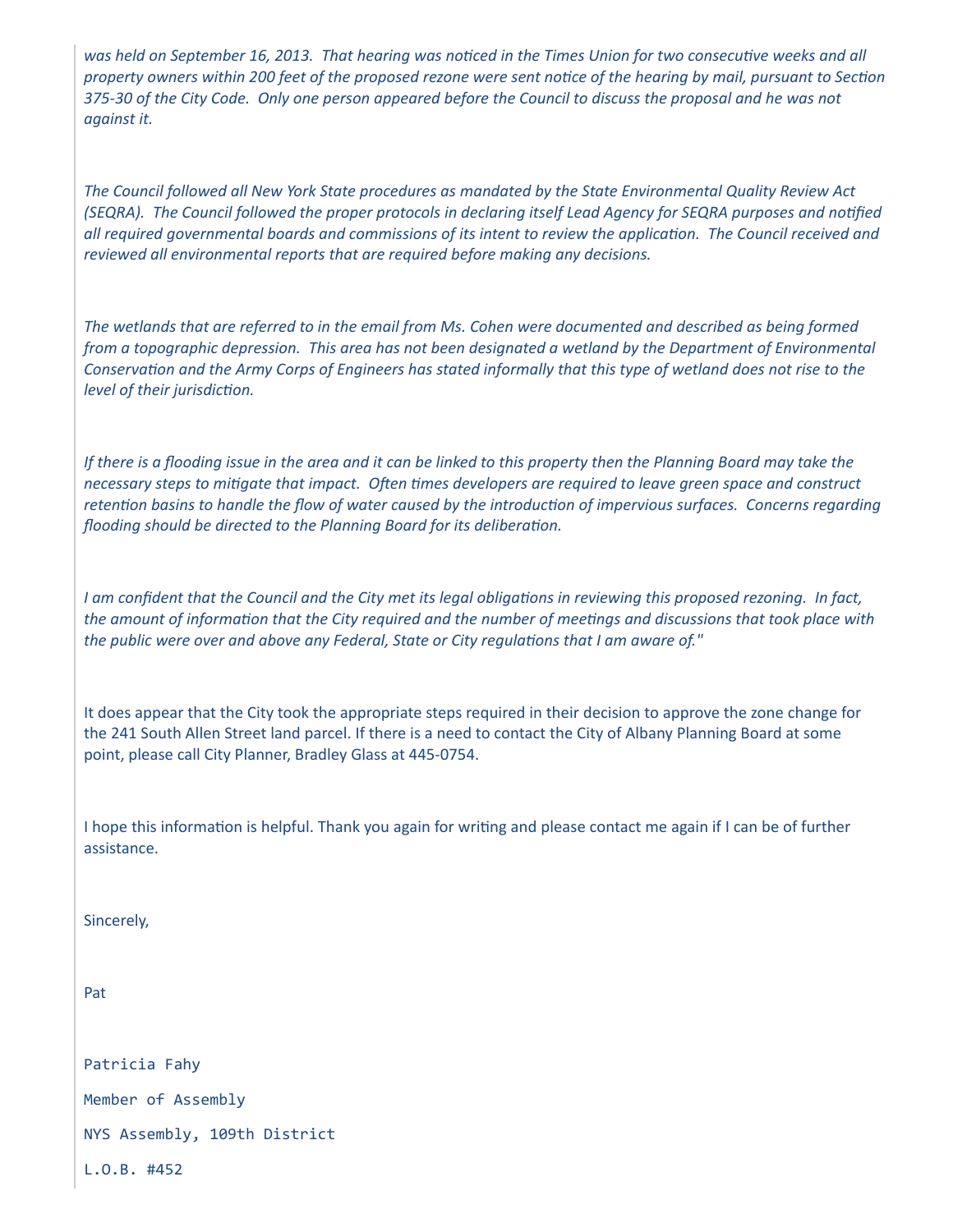*was held on September 16, 2013. That hearing was noticed in the Times Union for two consecutive weeks and all property owners within 200 feet of the proposed rezone were sent notice of the hearing by mail, pursuant to Section 375-30 of the City Code. Only one person appeared before the Council to discuss the proposal and he was not against it.*

*The Council followed all New York State procedures as mandated by the State Environmental Quality Review Act (SEQRA). The Council followed the proper protocols in declaring itself Lead Agency for SEQRA purposes and notified all required governmental boards and commissions of its intent to review the application. The Council received and reviewed all environmental reports that are required before making any decisions.*

*The wetlands that are referred to in the email from Ms. Cohen were documented and described as being formed from a topographic depression. This area has not been designated a wetland by the Department of Environmental Conservation and the Army Corps of Engineers has stated informally that this type of wetland does not rise to the level of their jurisdiction.*

*If there is a flooding issue in the area and it can be linked to this property then the Planning Board may take the necessary steps to mitigate that impact. Often times developers are required to leave green space and construct retention basins to handle the flow of water caused by the introduction of impervious surfaces. Concerns regarding flooding should be directed to the Planning Board for its deliberation.*

*I am confident that the Council and the City met its legal obligations in reviewing this proposed rezoning. In fact, the amount of information that the City required and the number of meetings and discussions that took place with the public were over and above any Federal, State or City regulations that I am aware of."*

It does appear that the City took the appropriate steps required in their decision to approve the zone change for the 241 South Allen Street land parcel. If there is a need to contact the City of Albany Planning Board at some point, please call City Planner, Bradley Glass at 445-0754.

I hope this information is helpful. Thank you again for writing and please contact me again if I can be of further assistance.

Sincerely,

Pat

Patricia Fahy

Member of Assembly

NYS Assembly, 109th District

L.O.B. #452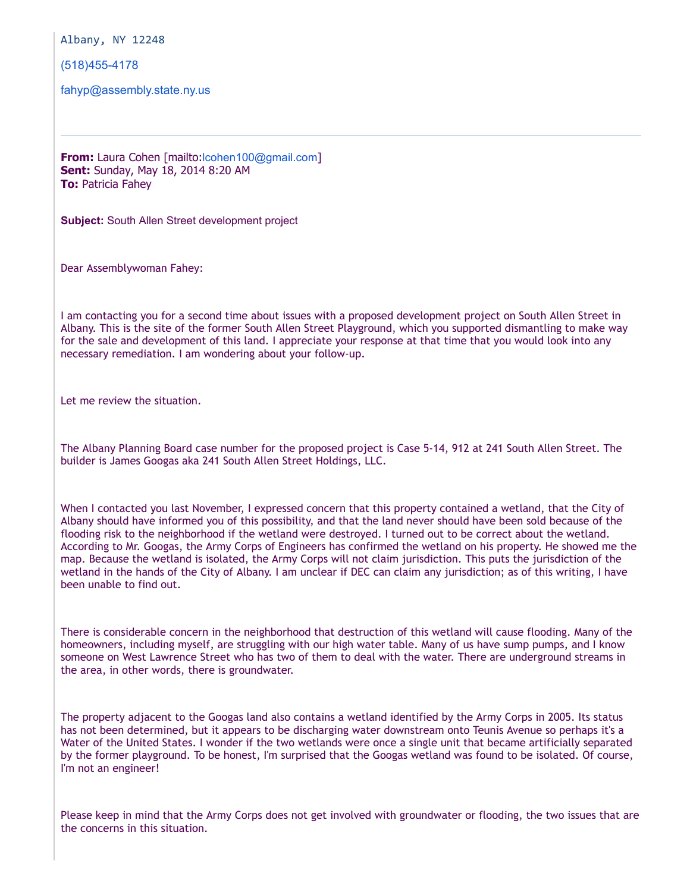Albany, NY 12248

(518)455-4178

fahyp@assembly.state.ny.us

---

**From:** Laura Cohen [mailto:lcohen100@gmail.com]
**Sent:** Sunday, May 18, 2014 8:20 AM
**To:** Patricia Fahey

**Subject:** South Allen Street development project

Dear Assemblywoman Fahey:

I am contacting you for a second time about issues with a proposed development project on South Allen Street in Albany. This is the site of the former South Allen Street Playground, which you supported dismantling to make way for the sale and development of this land. I appreciate your response at that time that you would look into any necessary remediation. I am wondering about your follow-up.

Let me review the situation.

The Albany Planning Board case number for the proposed project is Case 5-14, 912 at 241 South Allen Street. The builder is James Googas aka 241 South Allen Street Holdings, LLC.

When I contacted you last November, I expressed concern that this property contained a wetland, that the City of Albany should have informed you of this possibility, and that the land never should have been sold because of the flooding risk to the neighborhood if the wetland were destroyed. I turned out to be correct about the wetland. According to Mr. Googas, the Army Corps of Engineers has confirmed the wetland on his property. He showed me the map. Because the wetland is isolated, the Army Corps will not claim jurisdiction. This puts the jurisdiction of the wetland in the hands of the City of Albany. I am unclear if DEC can claim any jurisdiction; as of this writing, I have been unable to find out.

There is considerable concern in the neighborhood that destruction of this wetland will cause flooding. Many of the homeowners, including myself, are struggling with our high water table. Many of us have sump pumps, and I know someone on West Lawrence Street who has two of them to deal with the water. There are underground streams in the area, in other words, there is groundwater.

The property adjacent to the Googas land also contains a wetland identified by the Army Corps in 2005. Its status has not been determined, but it appears to be discharging water downstream onto Teunis Avenue so perhaps it's a Water of the United States. I wonder if the two wetlands were once a single unit that became artificially separated by the former playground. To be honest, I'm surprised that the Googas wetland was found to be isolated. Of course, I'm not an engineer!

Please keep in mind that the Army Corps does not get involved with groundwater or flooding, the two issues that are the concerns in this situation.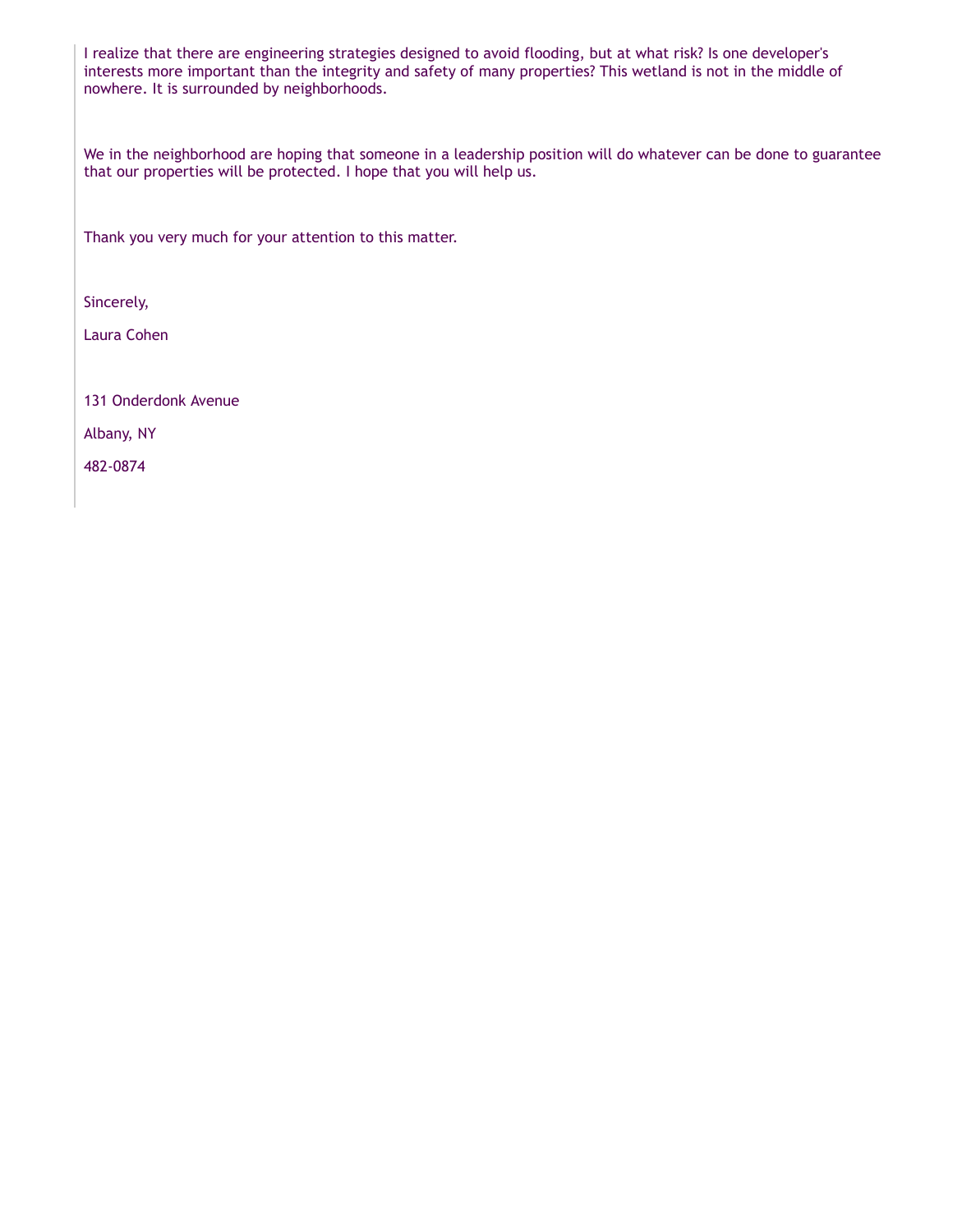I realize that there are engineering strategies designed to avoid flooding, but at what risk? Is one developer's interests more important than the integrity and safety of many properties? This wetland is not in the middle of nowhere. It is surrounded by neighborhoods.

We in the neighborhood are hoping that someone in a leadership position will do whatever can be done to guarantee that our properties will be protected. I hope that you will help us.

Thank you very much for your attention to this matter.

Sincerely,

Laura Cohen

131 Onderdonk Avenue

Albany, NY

482-0874